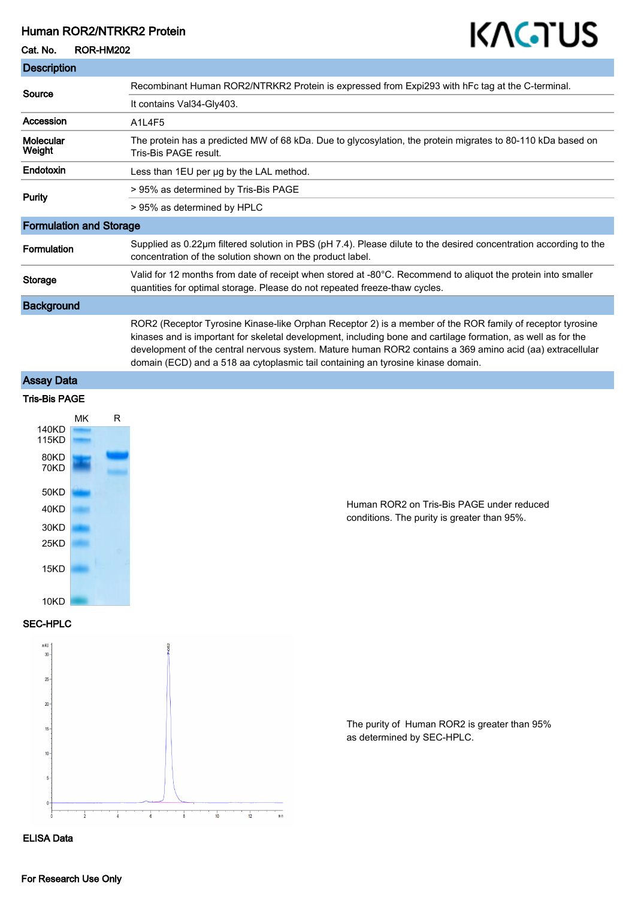# Human ROR2/NTRKR2 Protein

**Cat. No.** ROR-HM202

KACTUS

## Description

| | |
|---|---|
| **Source** | Recombinant Human ROR2/NTRKR2 Protein is expressed from Expi293 with hFc tag at the C-terminal. |
| | It contains Val34-Gly403. |
| **Accession** | A1L4F5 |
| **Molecular Weight** | The protein has a predicted MW of 68 kDa. Due to glycosylation, the protein migrates to 80-110 kDa based on Tris-Bis PAGE result. |
| **Endotoxin** | Less than 1EU per μg by the LAL method. |
| **Purity** | > 95% as determined by Tris-Bis PAGE |
| | > 95% as determined by HPLC |

## Formulation and Storage

| | |
|---|---|
| **Formulation** | Supplied as 0.22μm filtered solution in PBS (pH 7.4). Please dilute to the desired concentration according to the concentration of the solution shown on the product label. |
| **Storage** | Valid for 12 months from date of receipt when stored at -80°C. Recommend to aliquot the protein into smaller quantities for optimal storage. Please do not repeated freeze-thaw cycles. |

## Background

ROR2 (Receptor Tyrosine Kinase-like Orphan Receptor 2) is a member of the ROR family of receptor tyrosine kinases and is important for skeletal development, including bone and cartilage formation, as well as for the development of the central nervous system. Mature human ROR2 contains a 369 amino acid (aa) extracellular domain (ECD) and a 518 aa cytoplasmic tail containing an tyrosine kinase domain.

## Assay Data

### Tris-Bis PAGE

MK R

140KD
115KD
80KD
70KD
50KD
40KD
30KD
25KD
15KD
10KD

Human ROR2 on Tris-Bis PAGE under reduced conditions. The purity is greater than 95%.

### SEC-HPLC

The purity of Human ROR2 is greater than 95% as determined by SEC-HPLC.

### ELISA Data

For Research Use Only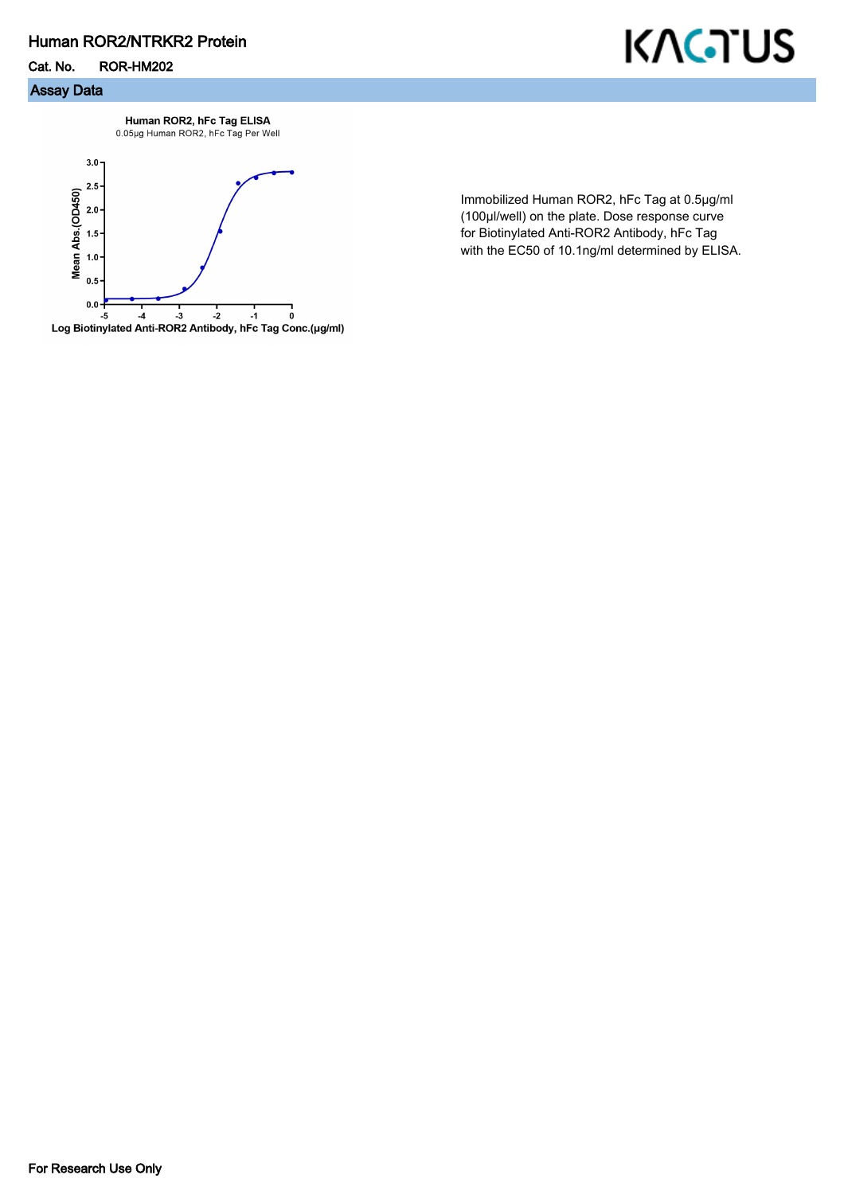# Human ROR2/NTRKR2 Protein

Cat. No. ROR-HM202

## Assay Data

Human ROR2, hFc Tag ELISA

0.05μg Human ROR2, hFc Tag Per Well

Mean Abs.(OD450)

3.0
2.5
2.0
1.5
1.0
0.5
0.0

-5 -4 -3 -2 -1 0

Log Biotinylated Anti-ROR2 Antibody, hFc Tag Conc.(μg/ml)

Immobilized Human ROR2, hFc Tag at 0.5μg/ml (100μl/well) on the plate. Dose response curve for Biotinylated Anti-ROR2 Antibody, hFc Tag with the EC50 of 10.1ng/ml determined by ELISA.

For Research Use Only